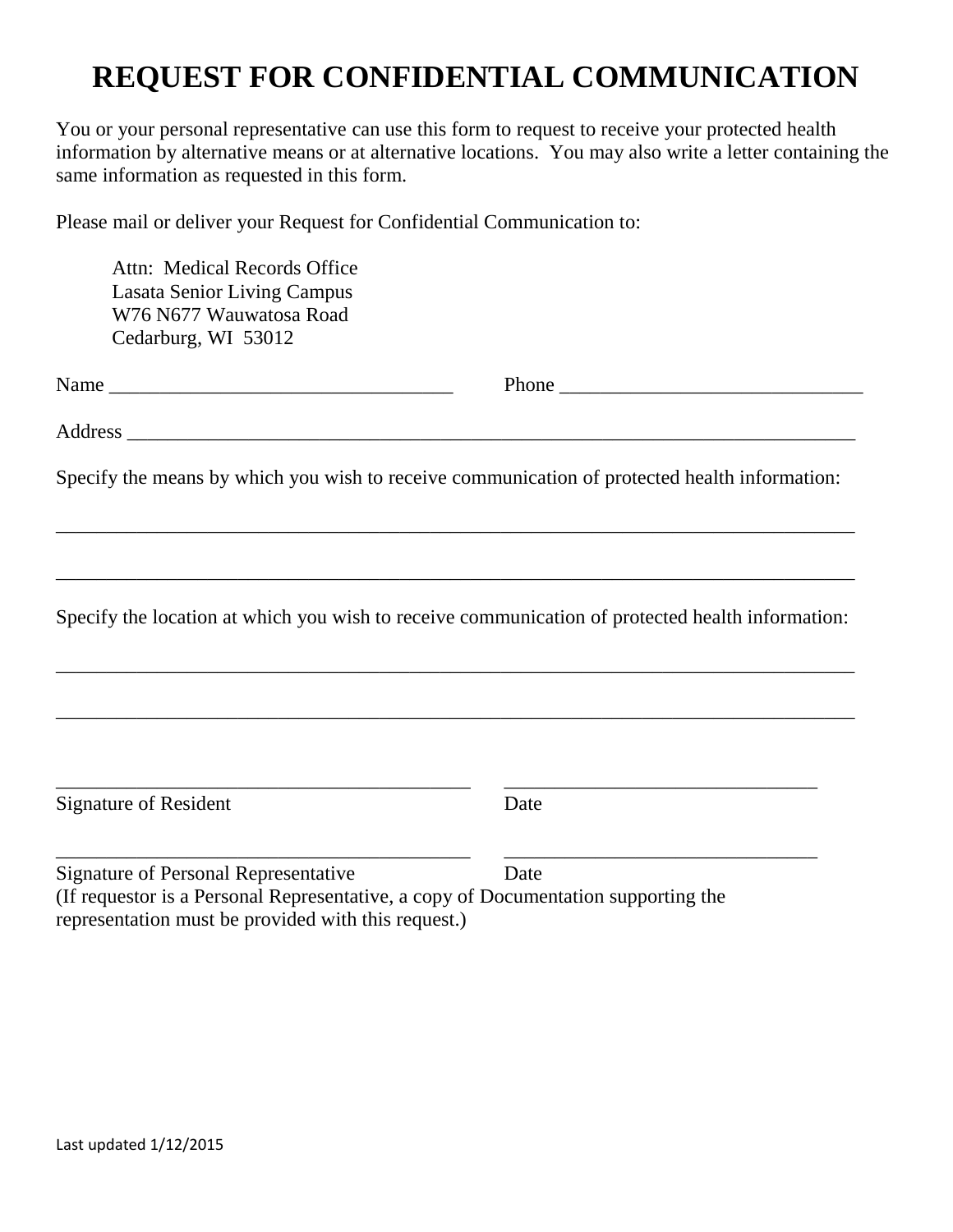# REQUEST FOR CONFIDENTIAL COMMUNICATION

You or your personal representative can use this form to request to receive your protected health information by alternative means or at alternative locations. You may also write a letter containing the same information as requested in this form.

Please mail or deliver your Request for Confidential Communication to:

Attn: Medical Records Office
Lasata Senior Living Campus
W76 N677 Wauwatosa Road
Cedarburg, WI 53012

Name ___________________________________ Phone _______________________________

Address ___________________________________________________________________________

Specify the means by which you wish to receive communication of protected health information:

_________________________________________________________________________________

_________________________________________________________________________________

Specify the location at which you wish to receive communication of protected health information:

_________________________________________________________________________________

_________________________________________________________________________________

__________________________________________ ________________________________
Signature of Resident Date

__________________________________________ ________________________________
Signature of Personal Representative Date
(If requestor is a Personal Representative, a copy of Documentation supporting the representation must be provided with this request.)

Last updated 1/12/2015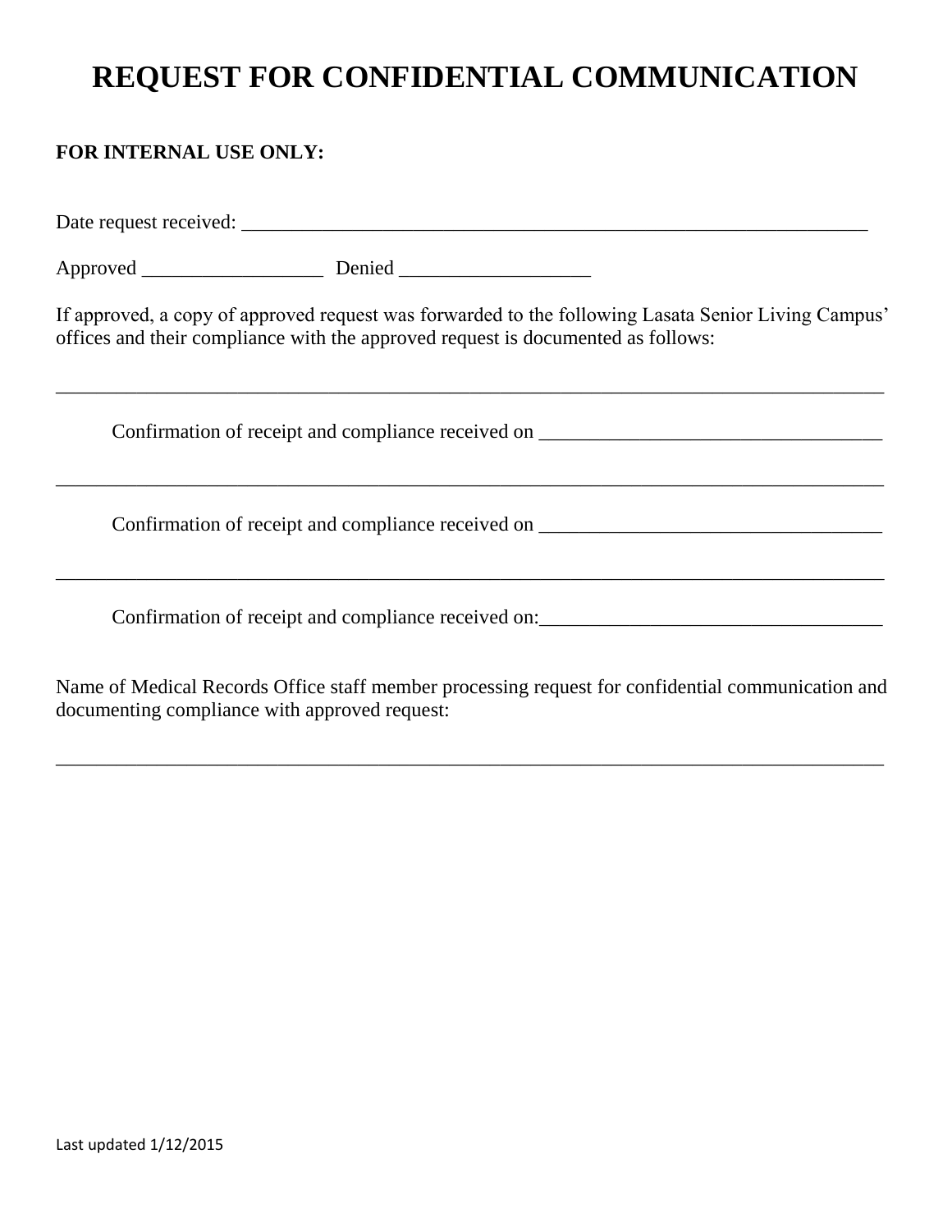# REQUEST FOR CONFIDENTIAL COMMUNICATION

**FOR INTERNAL USE ONLY:**

Date request received: ________________________________________________________________

Approved __________________ Denied ___________________

If approved, a copy of approved request was forwarded to the following Lasata Senior Living Campus' offices and their compliance with the approved request is documented as follows:

_____________________________________________________________________________________

Confirmation of receipt and compliance received on __________________________________

_____________________________________________________________________________________

Confirmation of receipt and compliance received on __________________________________

_____________________________________________________________________________________

Confirmation of receipt and compliance received on:__________________________________

Name of Medical Records Office staff member processing request for confidential communication and documenting compliance with approved request:

_____________________________________________________________________________________

Last updated 1/12/2015